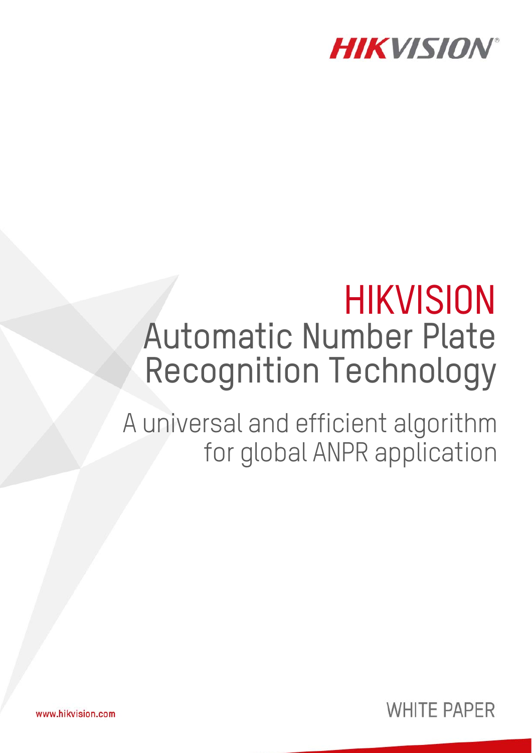HIKVISION

# HIKVISION Automatic Number Plate Recognition Technology

## A universal and efficient algorithm for global ANPR application

www.hikvision.com

WHITE PAPER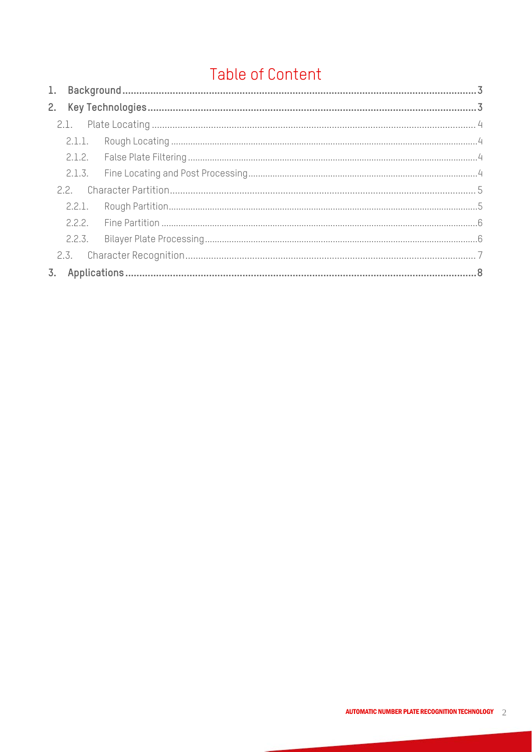# Table of Content

1. **Background** ........ 3
2. **Key Technologies** ........ 3
   - 2.1. Plate Locating ........ 4
     - 2.1.1. Rough Locating ........ 4
     - 2.1.2. False Plate Filtering ........ 4
     - 2.1.3. Fine Locating and Post Processing ........ 4
   - 2.2. Character Partition ........ 5
     - 2.2.1. Rough Partition ........ 5
     - 2.2.2. Fine Partition ........ 6
     - 2.2.3. Bilayer Plate Processing ........ 6
   - 2.3. Character Recognition ........ 7
3. **Applications** ........ 8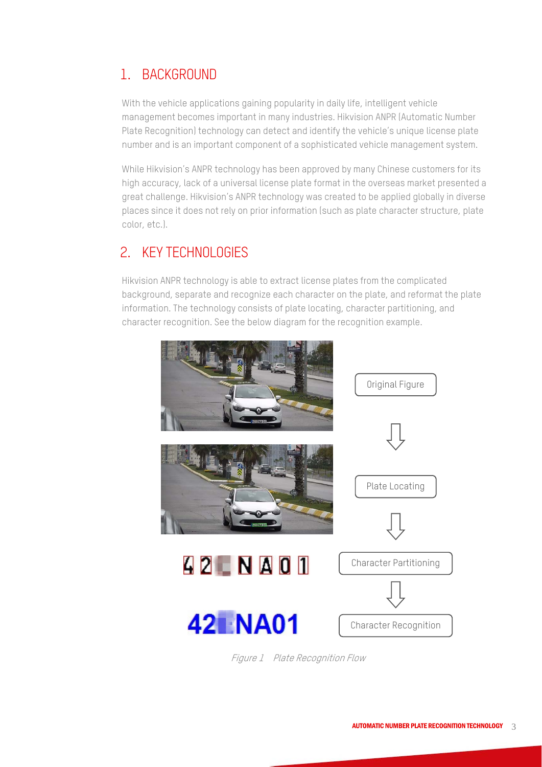## 1. BACKGROUND

With the vehicle applications gaining popularity in daily life, intelligent vehicle management becomes important in many industries. Hikvision ANPR (Automatic Number Plate Recognition) technology can detect and identify the vehicle's unique license plate number and is an important component of a sophisticated vehicle management system.

While Hikvision's ANPR technology has been approved by many Chinese customers for its high accuracy, lack of a universal license plate format in the overseas market presented a great challenge. Hikvision's ANPR technology was created to be applied globally in diverse places since it does not rely on prior information (such as plate character structure, plate color, etc.).

## 2. KEY TECHNOLOGIES

Hikvision ANPR technology is able to extract license plates from the complicated background, separate and recognize each character on the plate, and reformat the plate information. The technology consists of plate locating, character partitioning, and character recognition. See the below diagram for the recognition example.

Original Figure

Plate Locating

Character Partitioning

Character Recognition

*Figure 1 Plate Recognition Flow*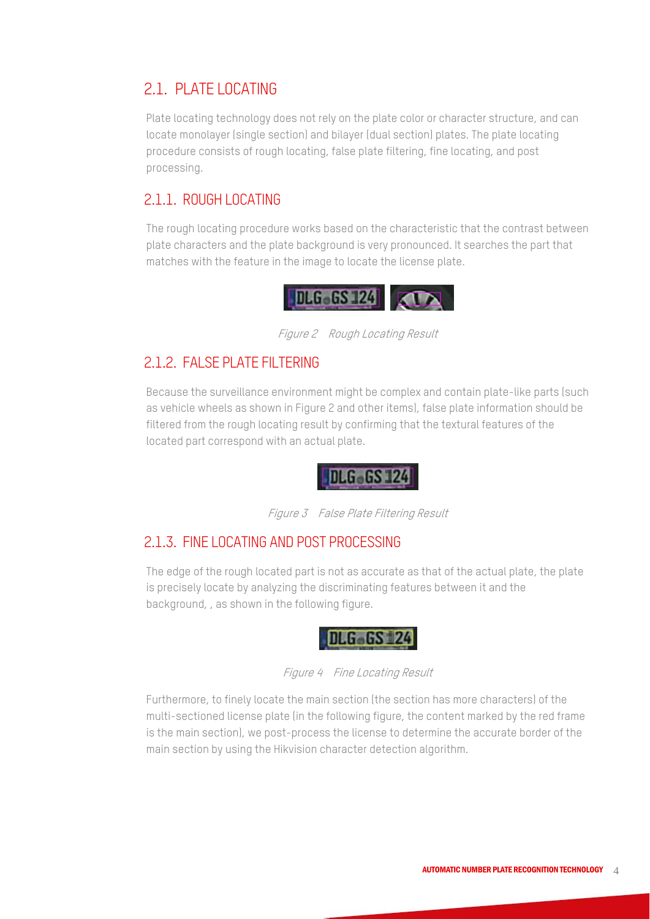## 2.1. PLATE LOCATING

Plate locating technology does not rely on the plate color or character structure, and can locate monolayer (single section) and bilayer (dual section) plates. The plate locating procedure consists of rough locating, false plate filtering, fine locating, and post processing.

### 2.1.1. ROUGH LOCATING

The rough locating procedure works based on the characteristic that the contrast between plate characters and the plate background is very pronounced. It searches the part that matches with the feature in the image to locate the license plate.

*Figure 2 Rough Locating Result*

### 2.1.2. FALSE PLATE FILTERING

Because the surveillance environment might be complex and contain plate-like parts (such as vehicle wheels as shown in Figure 2 and other items), false plate information should be filtered from the rough locating result by confirming that the textural features of the located part correspond with an actual plate.

*Figure 3 False Plate Filtering Result*

### 2.1.3. FINE LOCATING AND POST PROCESSING

The edge of the rough located part is not as accurate as that of the actual plate, the plate is precisely locate by analyzing the discriminating features between it and the background, , as shown in the following figure.

*Figure 4 Fine Locating Result*

Furthermore, to finely locate the main section (the section has more characters) of the multi-sectioned license plate (in the following figure, the content marked by the red frame is the main section), we post-process the license to determine the accurate border of the main section by using the Hikvision character detection algorithm.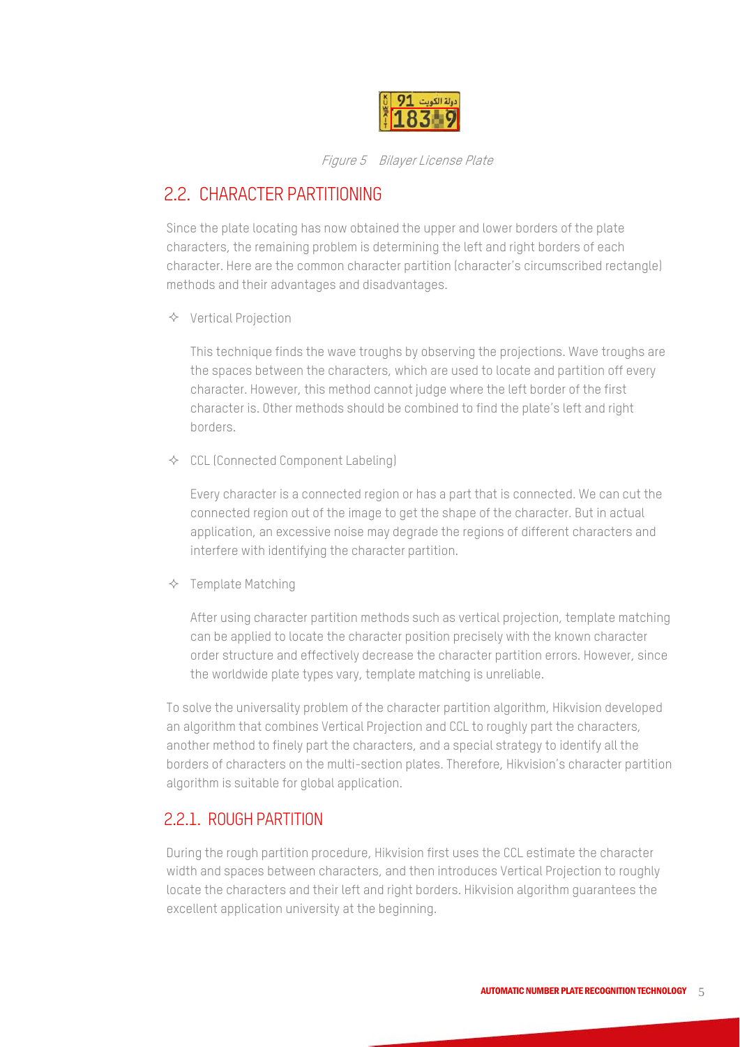Figure 5 Bilayer License Plate

## 2.2. CHARACTER PARTITIONING

Since the plate locating has now obtained the upper and lower borders of the plate characters, the remaining problem is determining the left and right borders of each character. Here are the common character partition (character's circumscribed rectangle) methods and their advantages and disadvantages.

✧ Vertical Projection

This technique finds the wave troughs by observing the projections. Wave troughs are the spaces between the characters, which are used to locate and partition off every character. However, this method cannot judge where the left border of the first character is. Other methods should be combined to find the plate's left and right borders.

✧ CCL (Connected Component Labeling)

Every character is a connected region or has a part that is connected. We can cut the connected region out of the image to get the shape of the character. But in actual application, an excessive noise may degrade the regions of different characters and interfere with identifying the character partition.

✧ Template Matching

After using character partition methods such as vertical projection, template matching can be applied to locate the character position precisely with the known character order structure and effectively decrease the character partition errors. However, since the worldwide plate types vary, template matching is unreliable.

To solve the universality problem of the character partition algorithm, Hikvision developed an algorithm that combines Vertical Projection and CCL to roughly part the characters, another method to finely part the characters, and a special strategy to identify all the borders of characters on the multi-section plates. Therefore, Hikvision's character partition algorithm is suitable for global application.

### 2.2.1. ROUGH PARTITION

During the rough partition procedure, Hikvision first uses the CCL estimate the character width and spaces between characters, and then introduces Vertical Projection to roughly locate the characters and their left and right borders. Hikvision algorithm guarantees the excellent application university at the beginning.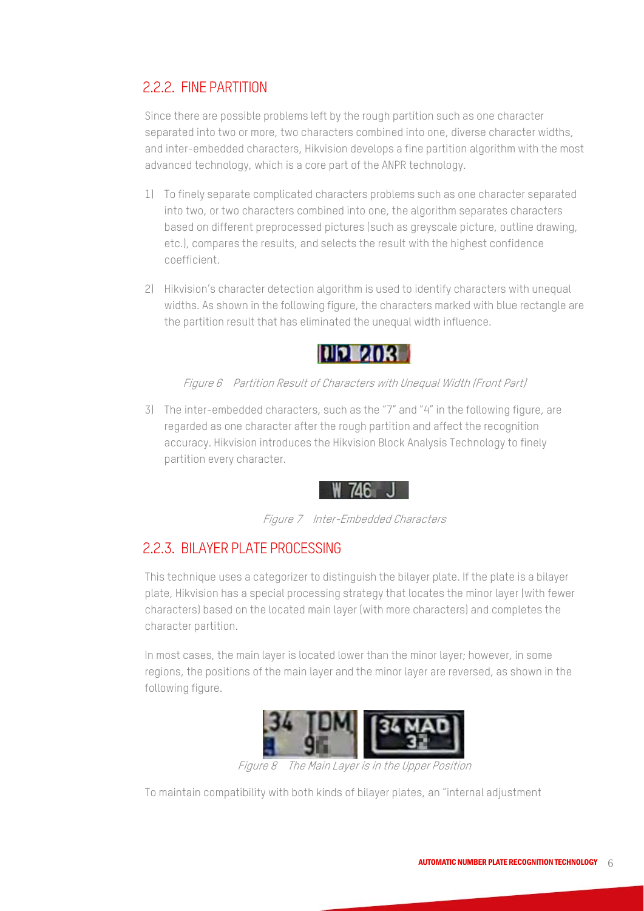### 2.2.2. FINE PARTITION

Since there are possible problems left by the rough partition such as one character separated into two or more, two characters combined into one, diverse character widths, and inter-embedded characters, Hikvision develops a fine partition algorithm with the most advanced technology, which is a core part of the ANPR technology.

1) To finely separate complicated characters problems such as one character separated into two, or two characters combined into one, the algorithm separates characters based on different preprocessed pictures (such as greyscale picture, outline drawing, etc.), compares the results, and selects the result with the highest confidence coefficient.

2) Hikvision's character detection algorithm is used to identify characters with unequal widths. As shown in the following figure, the characters marked with blue rectangle are the partition result that has eliminated the unequal width influence.

*Figure 6 Partition Result of Characters with Unequal Width (Front Part)*

3) The inter-embedded characters, such as the "7" and "4" in the following figure, are regarded as one character after the rough partition and affect the recognition accuracy. Hikvision introduces the Hikvision Block Analysis Technology to finely partition every character.

*Figure 7 Inter-Embedded Characters*

### 2.2.3. BILAYER PLATE PROCESSING

This technique uses a categorizer to distinguish the bilayer plate. If the plate is a bilayer plate, Hikvision has a special processing strategy that locates the minor layer (with fewer characters) based on the located main layer (with more characters) and completes the character partition.

In most cases, the main layer is located lower than the minor layer; however, in some regions, the positions of the main layer and the minor layer are reversed, as shown in the following figure.

*Figure 8 The Main Layer is in the Upper Position*

To maintain compatibility with both kinds of bilayer plates, an "internal adjustment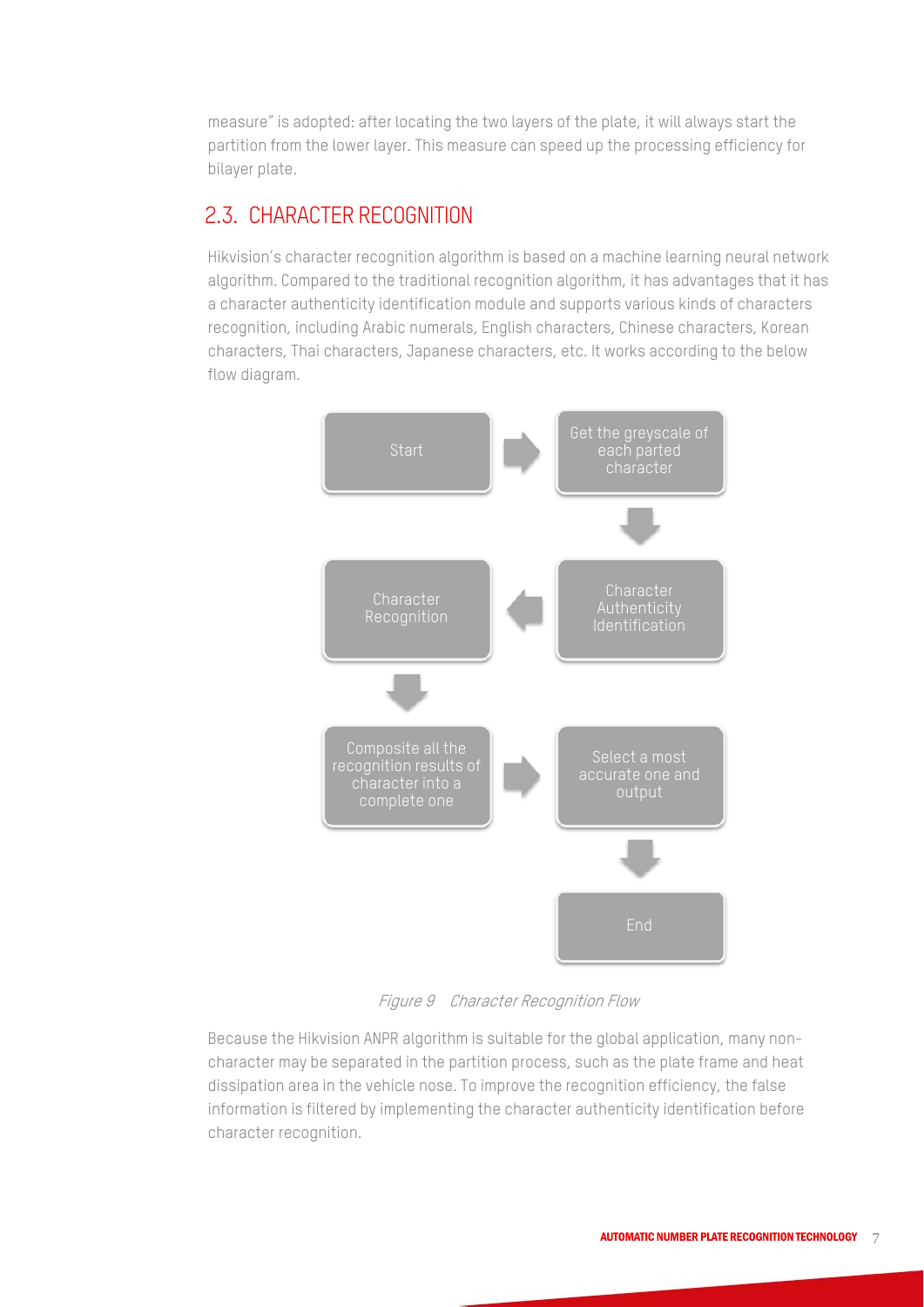measure" is adopted: after locating the two layers of the plate, it will always start the partition from the lower layer. This measure can speed up the processing efficiency for bilayer plate.

## 2.3. CHARACTER RECOGNITION

Hikvision's character recognition algorithm is based on a machine learning neural network algorithm. Compared to the traditional recognition algorithm, it has advantages that it has a character authenticity identification module and supports various kinds of characters recognition, including Arabic numerals, English characters, Chinese characters, Korean characters, Thai characters, Japanese characters, etc. It works according to the below flow diagram.

Start → Get the greyscale of each parted character → Character Authenticity Identification → Character Recognition → Composite all the recognition results of character into a complete one → Select a most accurate one and output → End

*Figure 9 Character Recognition Flow*

Because the Hikvision ANPR algorithm is suitable for the global application, many non-character may be separated in the partition process, such as the plate frame and heat dissipation area in the vehicle nose. To improve the recognition efficiency, the false information is filtered by implementing the character authenticity identification before character recognition.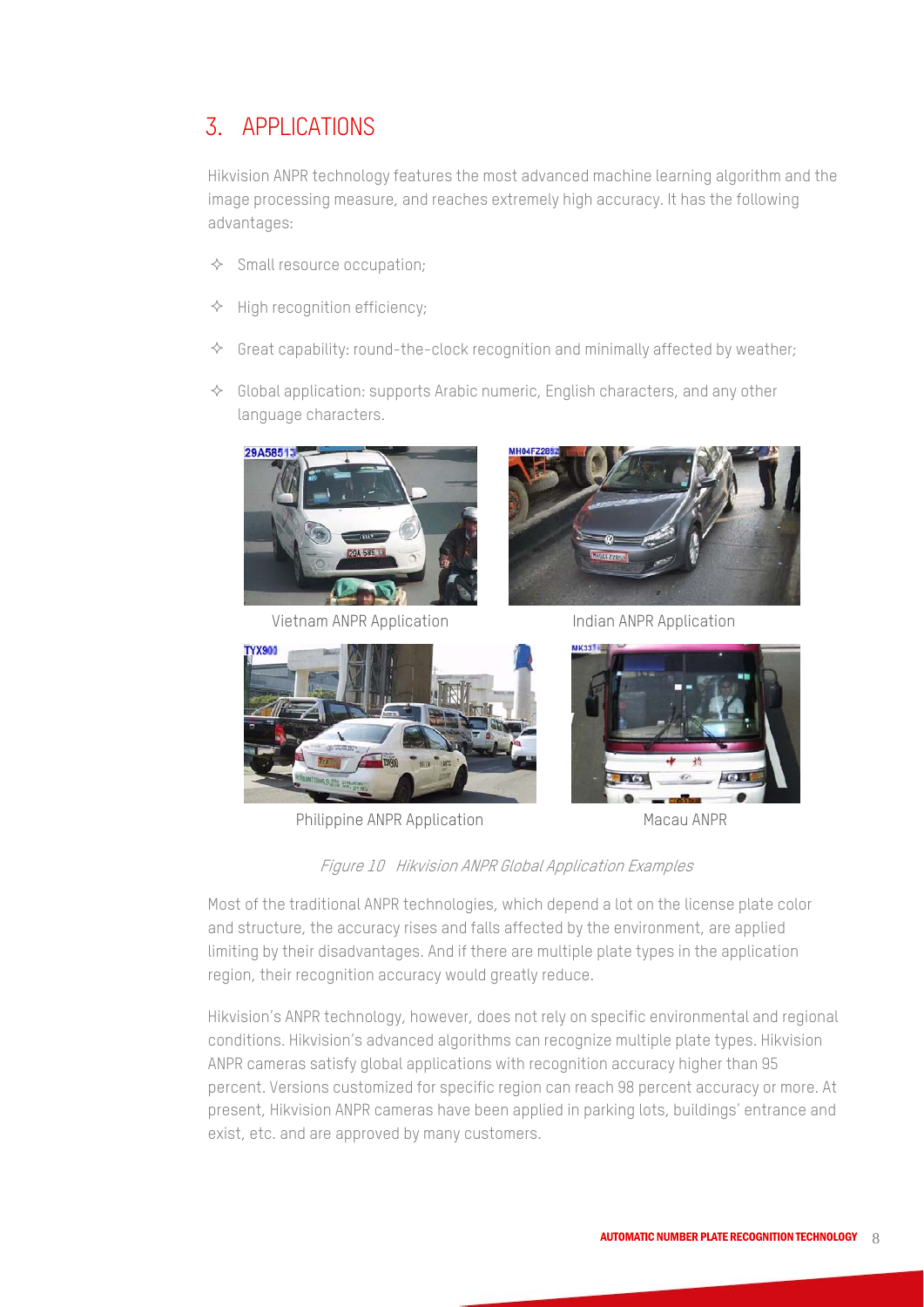## 3. APPLICATIONS

Hikvision ANPR technology features the most advanced machine learning algorithm and the image processing measure, and reaches extremely high accuracy. It has the following advantages:

- ✧ Small resource occupation;
- ✧ High recognition efficiency;
- ✧ Great capability: round-the-clock recognition and minimally affected by weather;
- ✧ Global application: supports Arabic numeric, English characters, and any other language characters.

Vietnam ANPR Application

Indian ANPR Application

Philippine ANPR Application

Macau ANPR

*Figure 10 Hikvision ANPR Global Application Examples*

Most of the traditional ANPR technologies, which depend a lot on the license plate color and structure, the accuracy rises and falls affected by the environment, are applied limiting by their disadvantages. And if there are multiple plate types in the application region, their recognition accuracy would greatly reduce.

Hikvision's ANPR technology, however, does not rely on specific environmental and regional conditions. Hikvision's advanced algorithms can recognize multiple plate types. Hikvision ANPR cameras satisfy global applications with recognition accuracy higher than 95 percent. Versions customized for specific region can reach 98 percent accuracy or more. At present, Hikvision ANPR cameras have been applied in parking lots, buildings' entrance and exist, etc. and are approved by many customers.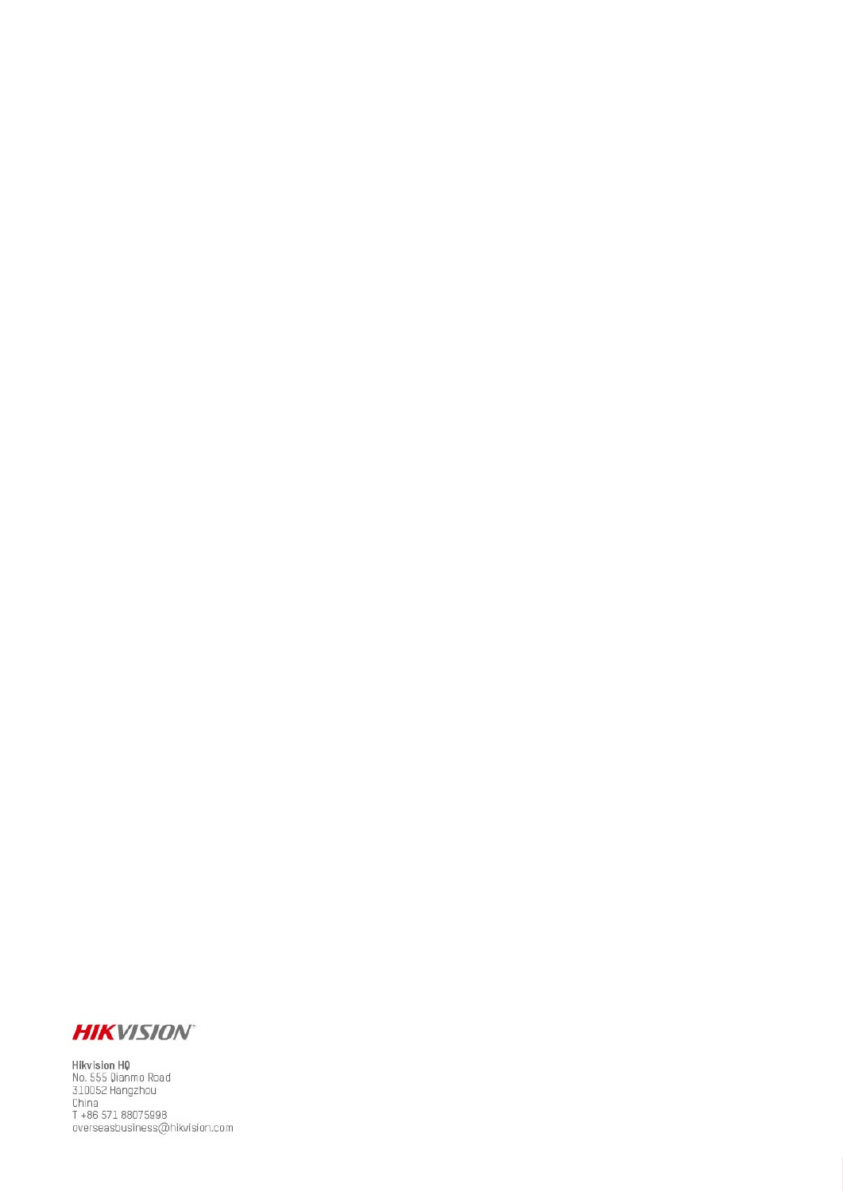HIKVISION

Hikvision HQ
No. 555 Qianmo Road
310052 Hangzhou
China
T +86 571 88075998
overseasbusiness@hikvision.com